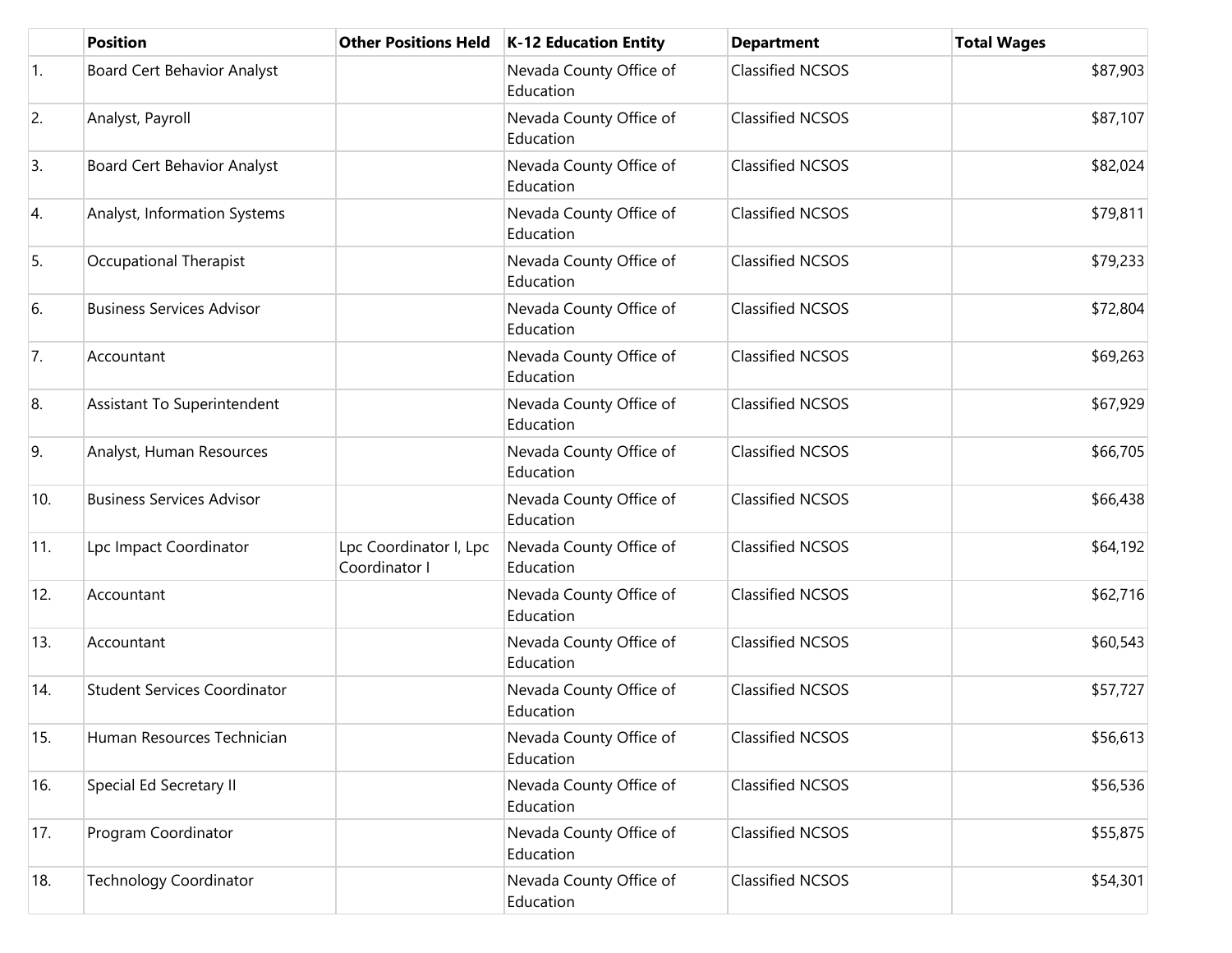| | Position | Other Positions Held | K-12 Education Entity | Department | Total Wages |
|---|---|---|---|---|---|
| 1. | Board Cert Behavior Analyst | | Nevada County Office of Education | Classified NCSOS | $87,903 |
| 2. | Analyst, Payroll | | Nevada County Office of Education | Classified NCSOS | $87,107 |
| 3. | Board Cert Behavior Analyst | | Nevada County Office of Education | Classified NCSOS | $82,024 |
| 4. | Analyst, Information Systems | | Nevada County Office of Education | Classified NCSOS | $79,811 |
| 5. | Occupational Therapist | | Nevada County Office of Education | Classified NCSOS | $79,233 |
| 6. | Business Services Advisor | | Nevada County Office of Education | Classified NCSOS | $72,804 |
| 7. | Accountant | | Nevada County Office of Education | Classified NCSOS | $69,263 |
| 8. | Assistant To Superintendent | | Nevada County Office of Education | Classified NCSOS | $67,929 |
| 9. | Analyst, Human Resources | | Nevada County Office of Education | Classified NCSOS | $66,705 |
| 10. | Business Services Advisor | | Nevada County Office of Education | Classified NCSOS | $66,438 |
| 11. | Lpc Impact Coordinator | Lpc Coordinator I, Lpc Coordinator I | Nevada County Office of Education | Classified NCSOS | $64,192 |
| 12. | Accountant | | Nevada County Office of Education | Classified NCSOS | $62,716 |
| 13. | Accountant | | Nevada County Office of Education | Classified NCSOS | $60,543 |
| 14. | Student Services Coordinator | | Nevada County Office of Education | Classified NCSOS | $57,727 |
| 15. | Human Resources Technician | | Nevada County Office of Education | Classified NCSOS | $56,613 |
| 16. | Special Ed Secretary II | | Nevada County Office of Education | Classified NCSOS | $56,536 |
| 17. | Program Coordinator | | Nevada County Office of Education | Classified NCSOS | $55,875 |
| 18. | Technology Coordinator | | Nevada County Office of Education | Classified NCSOS | $54,301 |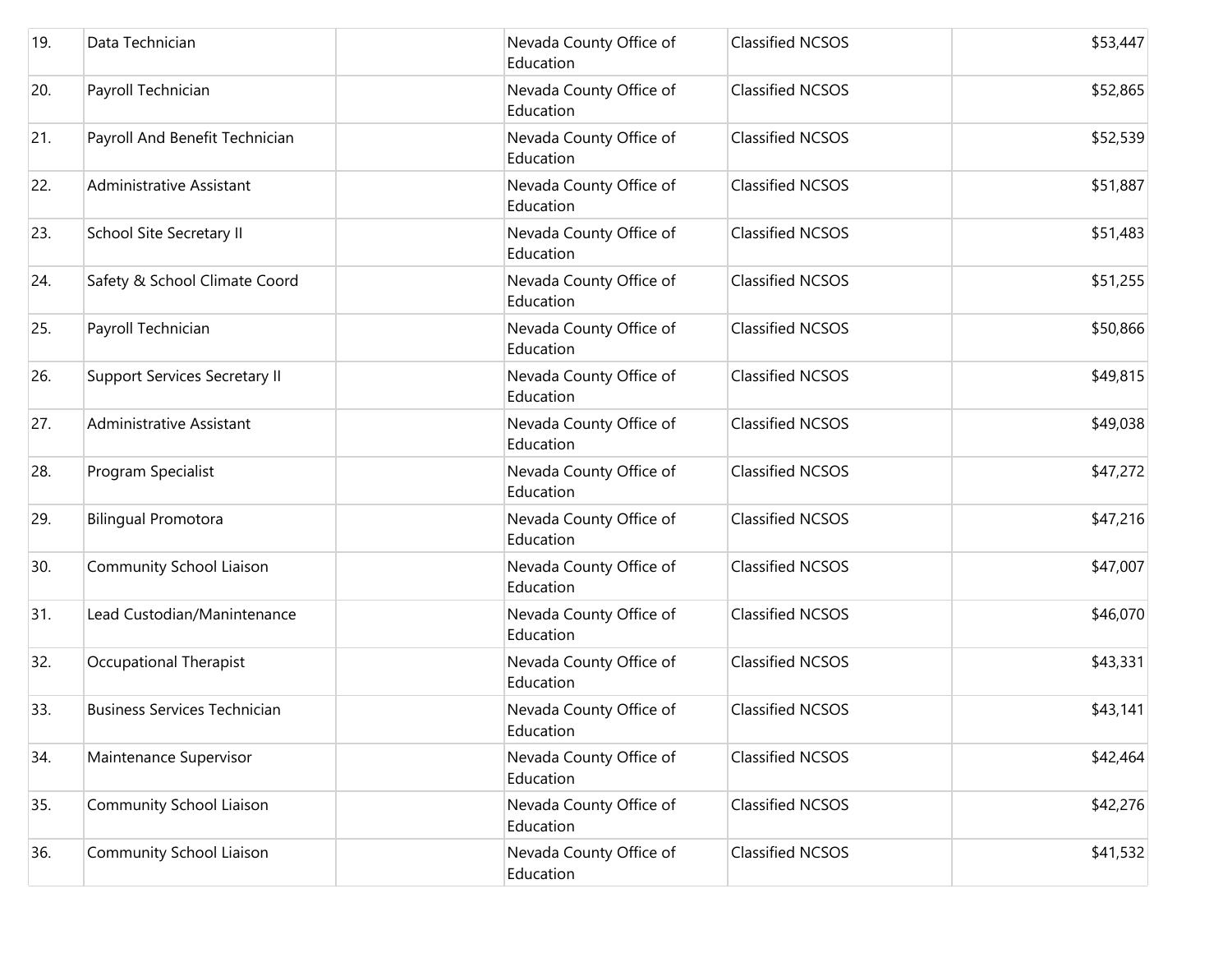| | | | | | |
|---|---|---|---|---|---|
| 19. | Data Technician | | Nevada County Office of Education | Classified NCSOS | $53,447 |
| 20. | Payroll Technician | | Nevada County Office of Education | Classified NCSOS | $52,865 |
| 21. | Payroll And Benefit Technician | | Nevada County Office of Education | Classified NCSOS | $52,539 |
| 22. | Administrative Assistant | | Nevada County Office of Education | Classified NCSOS | $51,887 |
| 23. | School Site Secretary II | | Nevada County Office of Education | Classified NCSOS | $51,483 |
| 24. | Safety & School Climate Coord | | Nevada County Office of Education | Classified NCSOS | $51,255 |
| 25. | Payroll Technician | | Nevada County Office of Education | Classified NCSOS | $50,866 |
| 26. | Support Services Secretary II | | Nevada County Office of Education | Classified NCSOS | $49,815 |
| 27. | Administrative Assistant | | Nevada County Office of Education | Classified NCSOS | $49,038 |
| 28. | Program Specialist | | Nevada County Office of Education | Classified NCSOS | $47,272 |
| 29. | Bilingual Promotora | | Nevada County Office of Education | Classified NCSOS | $47,216 |
| 30. | Community School Liaison | | Nevada County Office of Education | Classified NCSOS | $47,007 |
| 31. | Lead Custodian/Manintenance | | Nevada County Office of Education | Classified NCSOS | $46,070 |
| 32. | Occupational Therapist | | Nevada County Office of Education | Classified NCSOS | $43,331 |
| 33. | Business Services Technician | | Nevada County Office of Education | Classified NCSOS | $43,141 |
| 34. | Maintenance Supervisor | | Nevada County Office of Education | Classified NCSOS | $42,464 |
| 35. | Community School Liaison | | Nevada County Office of Education | Classified NCSOS | $42,276 |
| 36. | Community School Liaison | | Nevada County Office of Education | Classified NCSOS | $41,532 |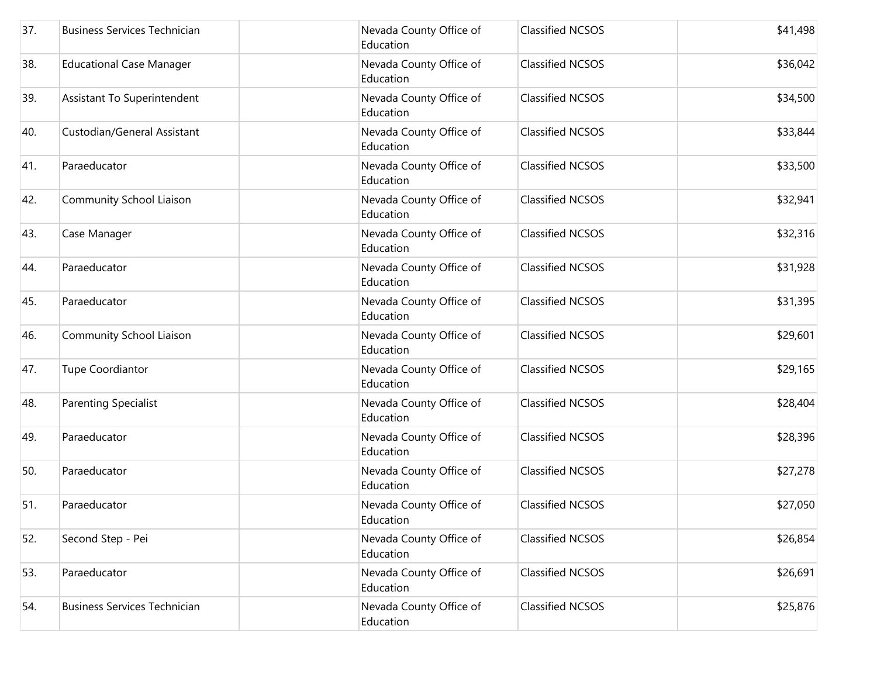| | | | | | |
|---|---|---|---|---|---|
| 37. | Business Services Technician | | Nevada County Office of Education | Classified NCSOS | $41,498 |
| 38. | Educational Case Manager | | Nevada County Office of Education | Classified NCSOS | $36,042 |
| 39. | Assistant To Superintendent | | Nevada County Office of Education | Classified NCSOS | $34,500 |
| 40. | Custodian/General Assistant | | Nevada County Office of Education | Classified NCSOS | $33,844 |
| 41. | Paraeducator | | Nevada County Office of Education | Classified NCSOS | $33,500 |
| 42. | Community School Liaison | | Nevada County Office of Education | Classified NCSOS | $32,941 |
| 43. | Case Manager | | Nevada County Office of Education | Classified NCSOS | $32,316 |
| 44. | Paraeducator | | Nevada County Office of Education | Classified NCSOS | $31,928 |
| 45. | Paraeducator | | Nevada County Office of Education | Classified NCSOS | $31,395 |
| 46. | Community School Liaison | | Nevada County Office of Education | Classified NCSOS | $29,601 |
| 47. | Tupe Coordiantor | | Nevada County Office of Education | Classified NCSOS | $29,165 |
| 48. | Parenting Specialist | | Nevada County Office of Education | Classified NCSOS | $28,404 |
| 49. | Paraeducator | | Nevada County Office of Education | Classified NCSOS | $28,396 |
| 50. | Paraeducator | | Nevada County Office of Education | Classified NCSOS | $27,278 |
| 51. | Paraeducator | | Nevada County Office of Education | Classified NCSOS | $27,050 |
| 52. | Second Step - Pei | | Nevada County Office of Education | Classified NCSOS | $26,854 |
| 53. | Paraeducator | | Nevada County Office of Education | Classified NCSOS | $26,691 |
| 54. | Business Services Technician | | Nevada County Office of Education | Classified NCSOS | $25,876 |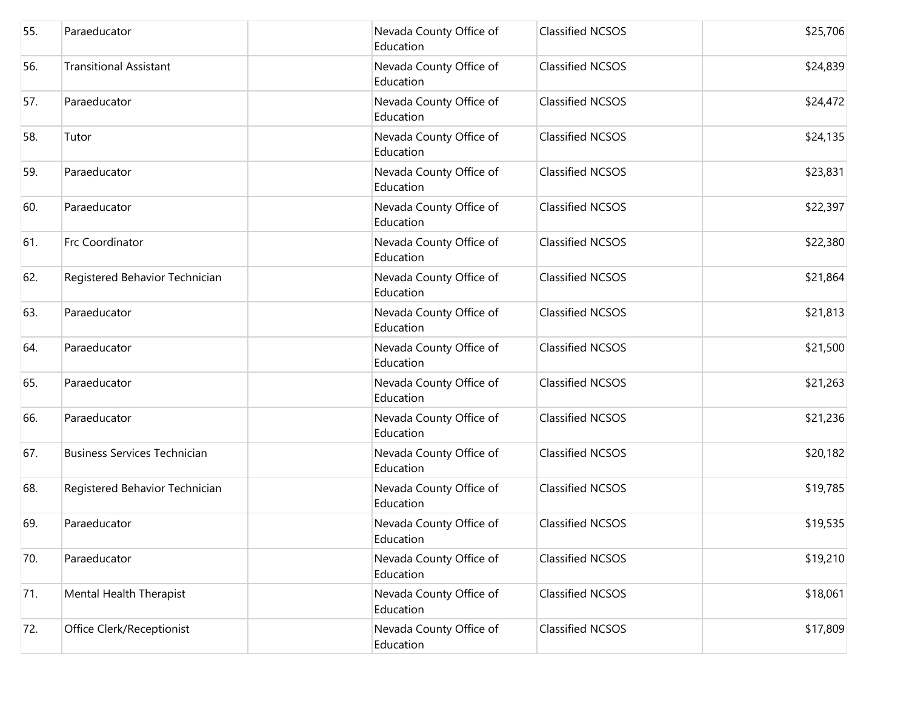| | | | | | |
|---|---|---|---|---|---|
| 55. | Paraeducator | | Nevada County Office of Education | Classified NCSOS | $25,706 |
| 56. | Transitional Assistant | | Nevada County Office of Education | Classified NCSOS | $24,839 |
| 57. | Paraeducator | | Nevada County Office of Education | Classified NCSOS | $24,472 |
| 58. | Tutor | | Nevada County Office of Education | Classified NCSOS | $24,135 |
| 59. | Paraeducator | | Nevada County Office of Education | Classified NCSOS | $23,831 |
| 60. | Paraeducator | | Nevada County Office of Education | Classified NCSOS | $22,397 |
| 61. | Frc Coordinator | | Nevada County Office of Education | Classified NCSOS | $22,380 |
| 62. | Registered Behavior Technician | | Nevada County Office of Education | Classified NCSOS | $21,864 |
| 63. | Paraeducator | | Nevada County Office of Education | Classified NCSOS | $21,813 |
| 64. | Paraeducator | | Nevada County Office of Education | Classified NCSOS | $21,500 |
| 65. | Paraeducator | | Nevada County Office of Education | Classified NCSOS | $21,263 |
| 66. | Paraeducator | | Nevada County Office of Education | Classified NCSOS | $21,236 |
| 67. | Business Services Technician | | Nevada County Office of Education | Classified NCSOS | $20,182 |
| 68. | Registered Behavior Technician | | Nevada County Office of Education | Classified NCSOS | $19,785 |
| 69. | Paraeducator | | Nevada County Office of Education | Classified NCSOS | $19,535 |
| 70. | Paraeducator | | Nevada County Office of Education | Classified NCSOS | $19,210 |
| 71. | Mental Health Therapist | | Nevada County Office of Education | Classified NCSOS | $18,061 |
| 72. | Office Clerk/Receptionist | | Nevada County Office of Education | Classified NCSOS | $17,809 |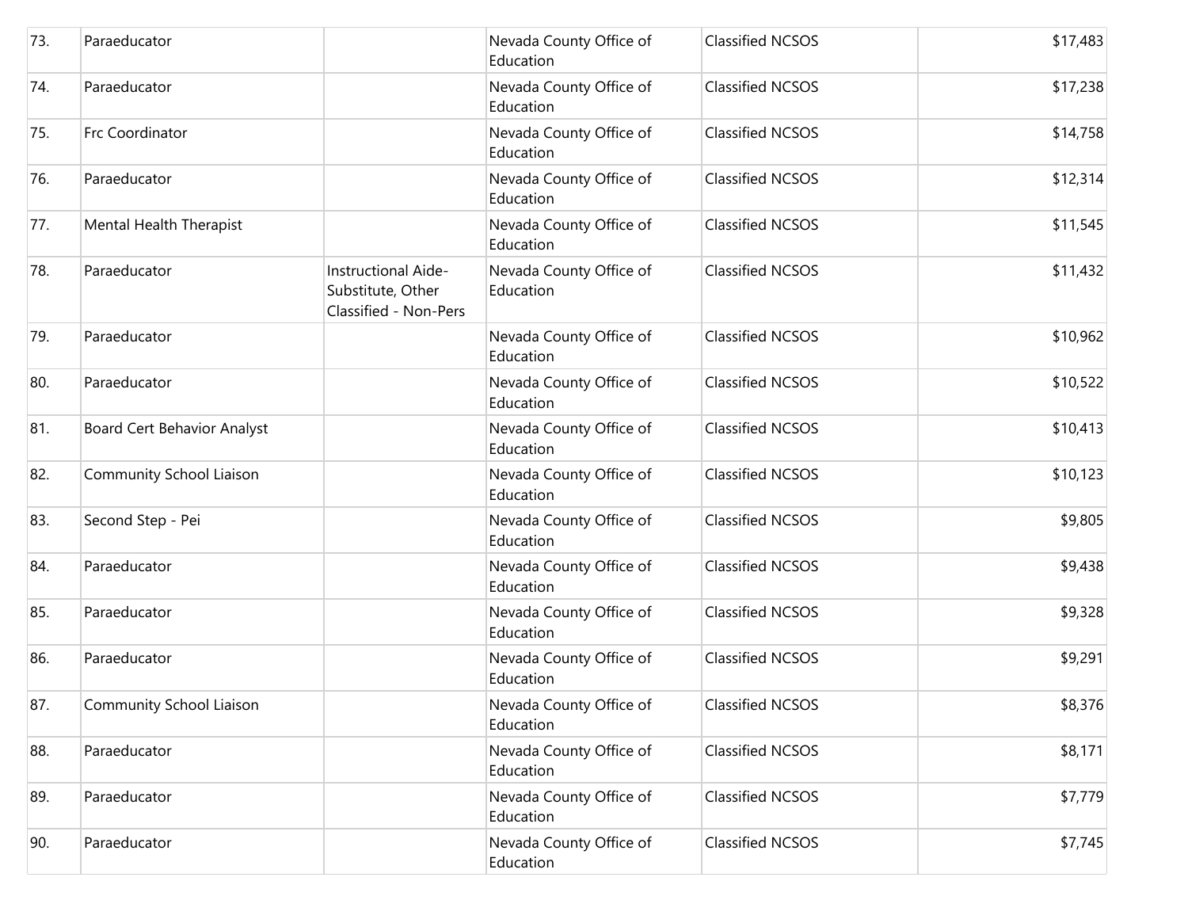| | | | | | |
|---|---|---|---|---|---|
| 73. | Paraeducator | | Nevada County Office of Education | Classified NCSOS | $17,483 |
| 74. | Paraeducator | | Nevada County Office of Education | Classified NCSOS | $17,238 |
| 75. | Frc Coordinator | | Nevada County Office of Education | Classified NCSOS | $14,758 |
| 76. | Paraeducator | | Nevada County Office of Education | Classified NCSOS | $12,314 |
| 77. | Mental Health Therapist | | Nevada County Office of Education | Classified NCSOS | $11,545 |
| 78. | Paraeducator | Instructional Aide-Substitute, Other Classified - Non-Pers | Nevada County Office of Education | Classified NCSOS | $11,432 |
| 79. | Paraeducator | | Nevada County Office of Education | Classified NCSOS | $10,962 |
| 80. | Paraeducator | | Nevada County Office of Education | Classified NCSOS | $10,522 |
| 81. | Board Cert Behavior Analyst | | Nevada County Office of Education | Classified NCSOS | $10,413 |
| 82. | Community School Liaison | | Nevada County Office of Education | Classified NCSOS | $10,123 |
| 83. | Second Step - Pei | | Nevada County Office of Education | Classified NCSOS | $9,805 |
| 84. | Paraeducator | | Nevada County Office of Education | Classified NCSOS | $9,438 |
| 85. | Paraeducator | | Nevada County Office of Education | Classified NCSOS | $9,328 |
| 86. | Paraeducator | | Nevada County Office of Education | Classified NCSOS | $9,291 |
| 87. | Community School Liaison | | Nevada County Office of Education | Classified NCSOS | $8,376 |
| 88. | Paraeducator | | Nevada County Office of Education | Classified NCSOS | $8,171 |
| 89. | Paraeducator | | Nevada County Office of Education | Classified NCSOS | $7,779 |
| 90. | Paraeducator | | Nevada County Office of Education | Classified NCSOS | $7,745 |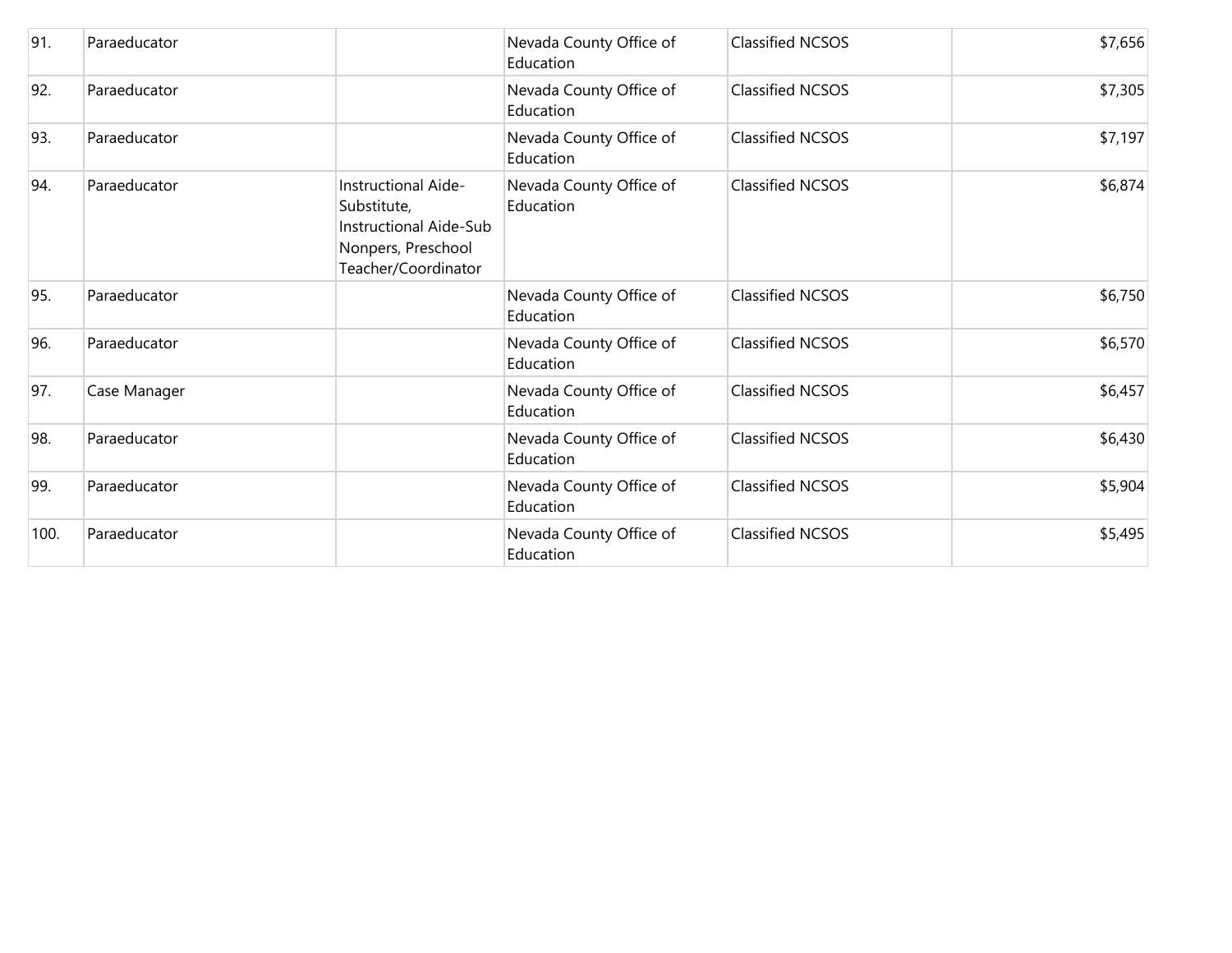| | | | | | |
|---|---|---|---|---|---|
| 91. | Paraeducator | | Nevada County Office of Education | Classified NCSOS | $7,656 |
| 92. | Paraeducator | | Nevada County Office of Education | Classified NCSOS | $7,305 |
| 93. | Paraeducator | | Nevada County Office of Education | Classified NCSOS | $7,197 |
| 94. | Paraeducator | Instructional Aide-Substitute, Instructional Aide-Sub Nonpers, Preschool Teacher/Coordinator | Nevada County Office of Education | Classified NCSOS | $6,874 |
| 95. | Paraeducator | | Nevada County Office of Education | Classified NCSOS | $6,750 |
| 96. | Paraeducator | | Nevada County Office of Education | Classified NCSOS | $6,570 |
| 97. | Case Manager | | Nevada County Office of Education | Classified NCSOS | $6,457 |
| 98. | Paraeducator | | Nevada County Office of Education | Classified NCSOS | $6,430 |
| 99. | Paraeducator | | Nevada County Office of Education | Classified NCSOS | $5,904 |
| 100. | Paraeducator | | Nevada County Office of Education | Classified NCSOS | $5,495 |